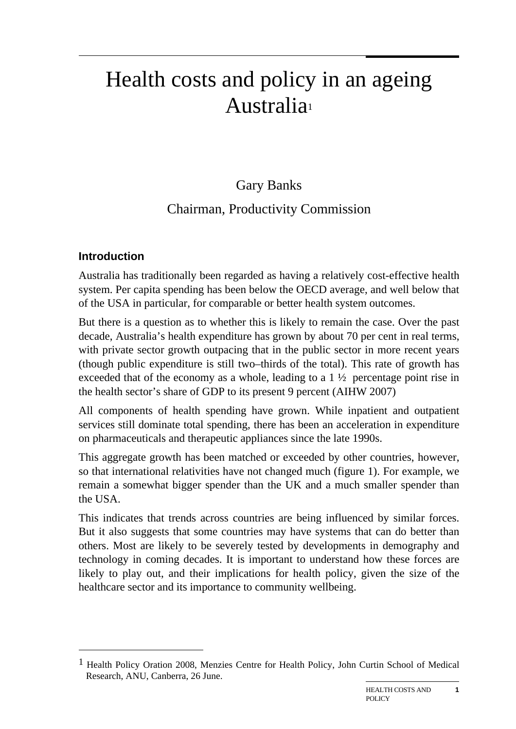# Health costs and policy in an ageing Australia[1]

Gary Banks

Chairman, Productivity Commission

## Introduction

Australia has traditionally been regarded as having a relatively cost-effective health system. Per capita spending has been below the OECD average, and well below that of the USA in particular, for comparable or better health system outcomes.

But there is a question as to whether this is likely to remain the case. Over the past decade, Australia's health expenditure has grown by about 70 per cent in real terms, with private sector growth outpacing that in the public sector in more recent years (though public expenditure is still two–thirds of the total). This rate of growth has exceeded that of the economy as a whole, leading to a 1 ½ percentage point rise in the health sector's share of GDP to its present 9 percent (AIHW 2007)

All components of health spending have grown. While inpatient and outpatient services still dominate total spending, there has been an acceleration in expenditure on pharmaceuticals and therapeutic appliances since the late 1990s.

This aggregate growth has been matched or exceeded by other countries, however, so that international relativities have not changed much (figure 1). For example, we remain a somewhat bigger spender than the UK and a much smaller spender than the USA.

This indicates that trends across countries are being influenced by similar forces. But it also suggests that some countries may have systems that can do better than others. Most are likely to be severely tested by developments in demography and technology in coming decades. It is important to understand how these forces are likely to play out, and their implications for health policy, given the size of the healthcare sector and its importance to community wellbeing.

---

[1] Health Policy Oration 2008, Menzies Centre for Health Policy, John Curtin School of Medical Research, ANU, Canberra, 26 June.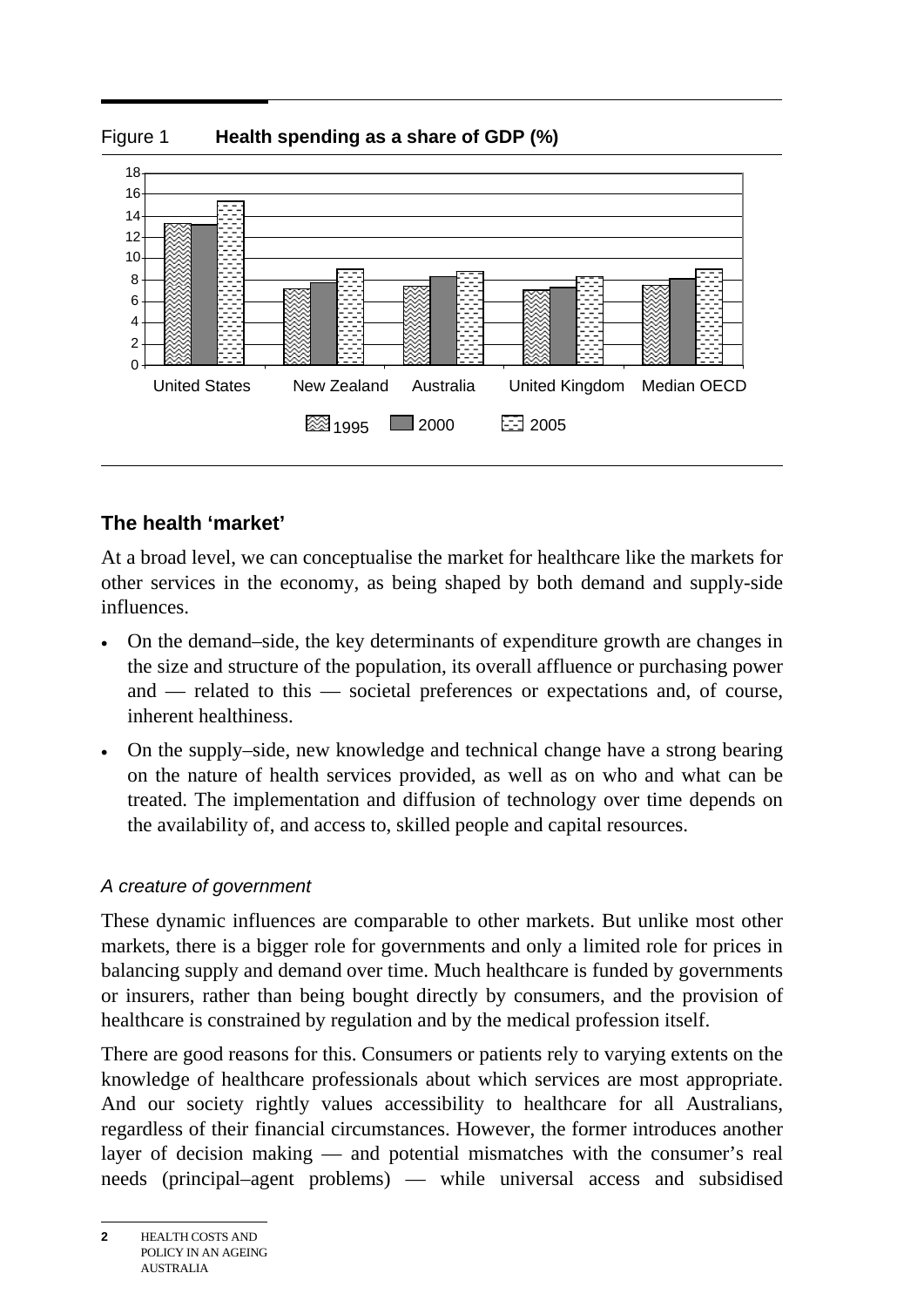Figure 1 **Health spending as a share of GDP (%)**

## The health 'market'

At a broad level, we can conceptualise the market for healthcare like the markets for other services in the economy, as being shaped by both demand and supply-side influences.

- On the demand–side, the key determinants of expenditure growth are changes in the size and structure of the population, its overall affluence or purchasing power and — related to this — societal preferences or expectations and, of course, inherent healthiness.
- On the supply–side, new knowledge and technical change have a strong bearing on the nature of health services provided, as well as on who and what can be treated. The implementation and diffusion of technology over time depends on the availability of, and access to, skilled people and capital resources.

### *A creature of government*

These dynamic influences are comparable to other markets. But unlike most other markets, there is a bigger role for governments and only a limited role for prices in balancing supply and demand over time. Much healthcare is funded by governments or insurers, rather than being bought directly by consumers, and the provision of healthcare is constrained by regulation and by the medical profession itself.

There are good reasons for this. Consumers or patients rely to varying extents on the knowledge of healthcare professionals about which services are most appropriate. And our society rightly values accessibility to healthcare for all Australians, regardless of their financial circumstances. However, the former introduces another layer of decision making — and potential mismatches with the consumer's real needs (principal–agent problems) — while universal access and subsidised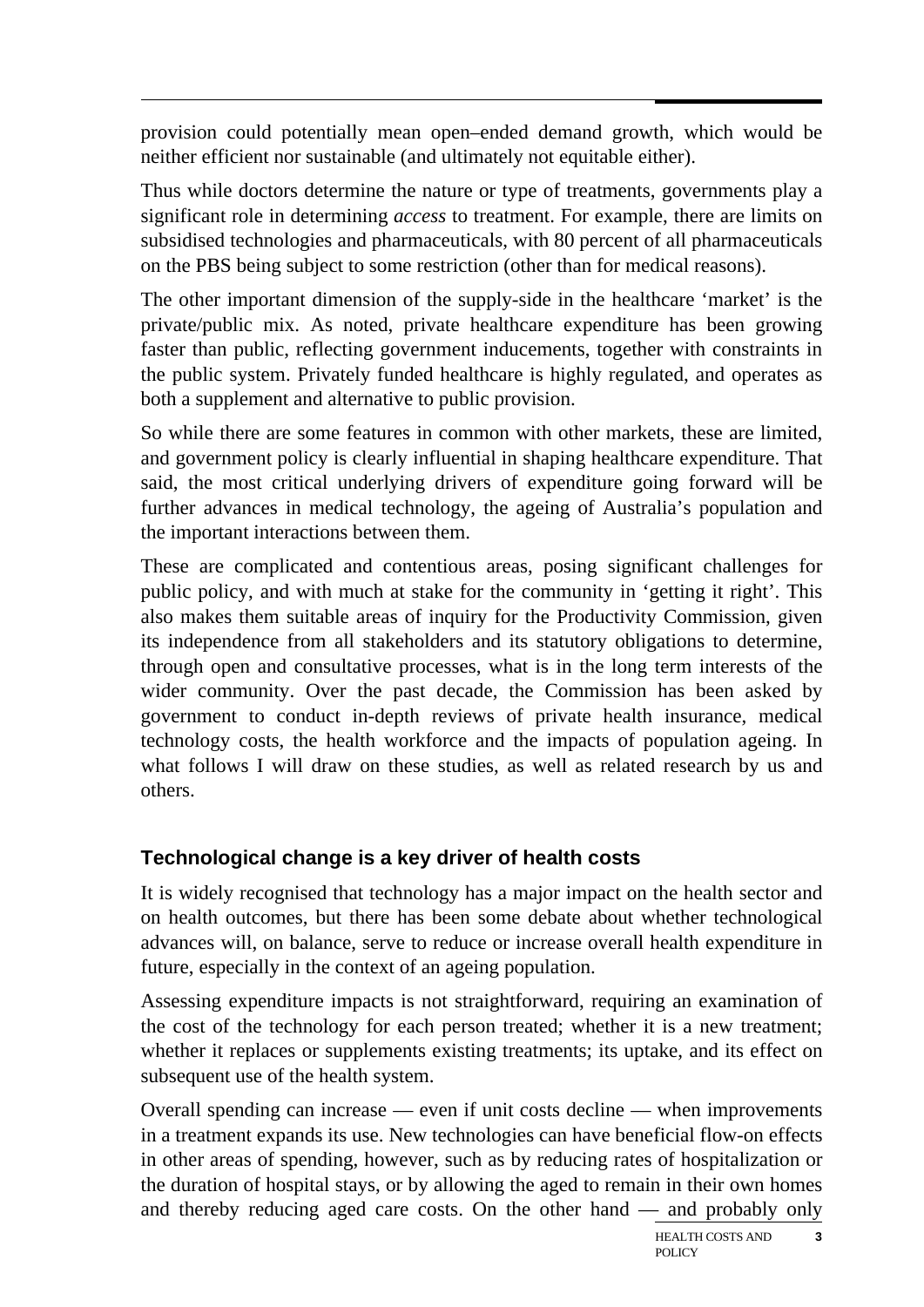provision could potentially mean open–ended demand growth, which would be neither efficient nor sustainable (and ultimately not equitable either).

Thus while doctors determine the nature or type of treatments, governments play a significant role in determining *access* to treatment. For example, there are limits on subsidised technologies and pharmaceuticals, with 80 percent of all pharmaceuticals on the PBS being subject to some restriction (other than for medical reasons).

The other important dimension of the supply-side in the healthcare 'market' is the private/public mix. As noted, private healthcare expenditure has been growing faster than public, reflecting government inducements, together with constraints in the public system. Privately funded healthcare is highly regulated, and operates as both a supplement and alternative to public provision.

So while there are some features in common with other markets, these are limited, and government policy is clearly influential in shaping healthcare expenditure. That said, the most critical underlying drivers of expenditure going forward will be further advances in medical technology, the ageing of Australia's population and the important interactions between them.

These are complicated and contentious areas, posing significant challenges for public policy, and with much at stake for the community in 'getting it right'. This also makes them suitable areas of inquiry for the Productivity Commission, given its independence from all stakeholders and its statutory obligations to determine, through open and consultative processes, what is in the long term interests of the wider community. Over the past decade, the Commission has been asked by government to conduct in-depth reviews of private health insurance, medical technology costs, the health workforce and the impacts of population ageing. In what follows I will draw on these studies, as well as related research by us and others.

## Technological change is a key driver of health costs

It is widely recognised that technology has a major impact on the health sector and on health outcomes, but there has been some debate about whether technological advances will, on balance, serve to reduce or increase overall health expenditure in future, especially in the context of an ageing population.

Assessing expenditure impacts is not straightforward, requiring an examination of the cost of the technology for each person treated; whether it is a new treatment; whether it replaces or supplements existing treatments; its uptake, and its effect on subsequent use of the health system.

Overall spending can increase — even if unit costs decline — when improvements in a treatment expands its use. New technologies can have beneficial flow-on effects in other areas of spending, however, such as by reducing rates of hospitalization or the duration of hospital stays, or by allowing the aged to remain in their own homes and thereby reducing aged care costs. On the other hand — and probably only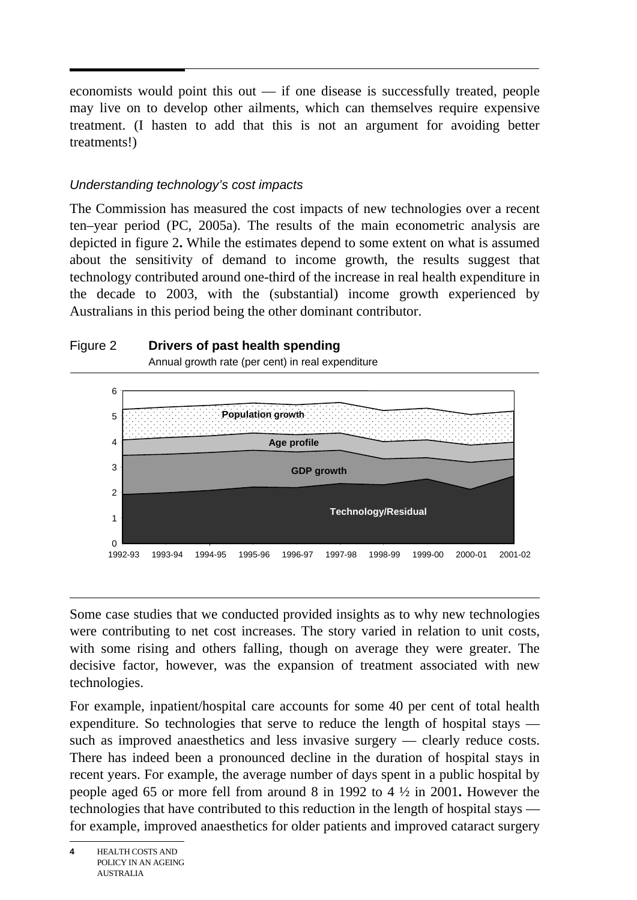economists would point this out — if one disease is successfully treated, people may live on to develop other ailments, which can themselves require expensive treatment. (I hasten to add that this is not an argument for avoiding better treatments!)

### *Understanding technology's cost impacts*

The Commission has measured the cost impacts of new technologies over a recent ten–year period (PC, 2005a). The results of the main econometric analysis are depicted in figure 2**.** While the estimates depend to some extent on what is assumed about the sensitivity of demand to income growth, the results suggest that technology contributed around one-third of the increase in real health expenditure in the decade to 2003, with the (substantial) income growth experienced by Australians in this period being the other dominant contributor.

Figure 2 **Drivers of past health spending**

Annual growth rate (per cent) in real expenditure

Some case studies that we conducted provided insights as to why new technologies were contributing to net cost increases. The story varied in relation to unit costs, with some rising and others falling, though on average they were greater. The decisive factor, however, was the expansion of treatment associated with new technologies.

For example, inpatient/hospital care accounts for some 40 per cent of total health expenditure. So technologies that serve to reduce the length of hospital stays — such as improved anaesthetics and less invasive surgery — clearly reduce costs. There has indeed been a pronounced decline in the duration of hospital stays in recent years. For example, the average number of days spent in a public hospital by people aged 65 or more fell from around 8 in 1992 to 4 ½ in 2001**.** However the technologies that have contributed to this reduction in the length of hospital stays — for example, improved anaesthetics for older patients and improved cataract surgery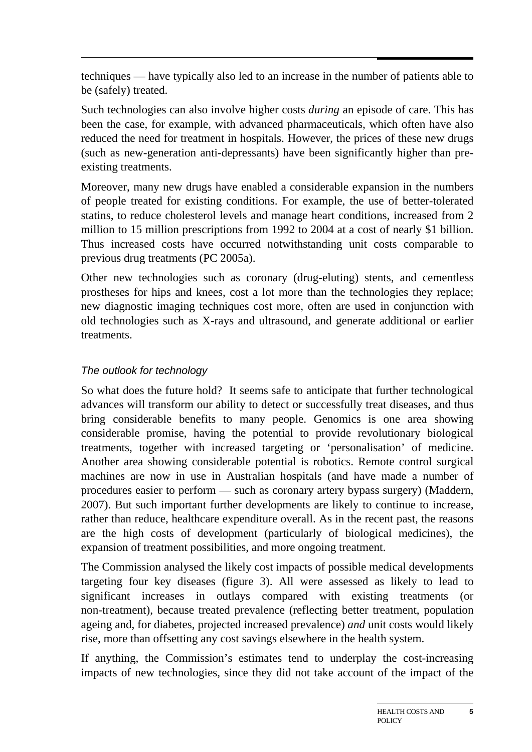techniques — have typically also led to an increase in the number of patients able to be (safely) treated.

Such technologies can also involve higher costs *during* an episode of care. This has been the case, for example, with advanced pharmaceuticals, which often have also reduced the need for treatment in hospitals. However, the prices of these new drugs (such as new-generation anti-depressants) have been significantly higher than pre-existing treatments.

Moreover, many new drugs have enabled a considerable expansion in the numbers of people treated for existing conditions. For example, the use of better-tolerated statins, to reduce cholesterol levels and manage heart conditions, increased from 2 million to 15 million prescriptions from 1992 to 2004 at a cost of nearly $1 billion. Thus increased costs have occurred notwithstanding unit costs comparable to previous drug treatments (PC 2005a).

Other new technologies such as coronary (drug-eluting) stents, and cementless prostheses for hips and knees, cost a lot more than the technologies they replace; new diagnostic imaging techniques cost more, often are used in conjunction with old technologies such as X-rays and ultrasound, and generate additional or earlier treatments.

### *The outlook for technology*

So what does the future hold? It seems safe to anticipate that further technological advances will transform our ability to detect or successfully treat diseases, and thus bring considerable benefits to many people. Genomics is one area showing considerable promise, having the potential to provide revolutionary biological treatments, together with increased targeting or 'personalisation' of medicine. Another area showing considerable potential is robotics. Remote control surgical machines are now in use in Australian hospitals (and have made a number of procedures easier to perform — such as coronary artery bypass surgery) (Maddern, 2007). But such important further developments are likely to continue to increase, rather than reduce, healthcare expenditure overall. As in the recent past, the reasons are the high costs of development (particularly of biological medicines), the expansion of treatment possibilities, and more ongoing treatment.

The Commission analysed the likely cost impacts of possible medical developments targeting four key diseases (figure 3). All were assessed as likely to lead to significant increases in outlays compared with existing treatments (or non-treatment), because treated prevalence (reflecting better treatment, population ageing and, for diabetes, projected increased prevalence) *and* unit costs would likely rise, more than offsetting any cost savings elsewhere in the health system.

If anything, the Commission's estimates tend to underplay the cost-increasing impacts of new technologies, since they did not take account of the impact of the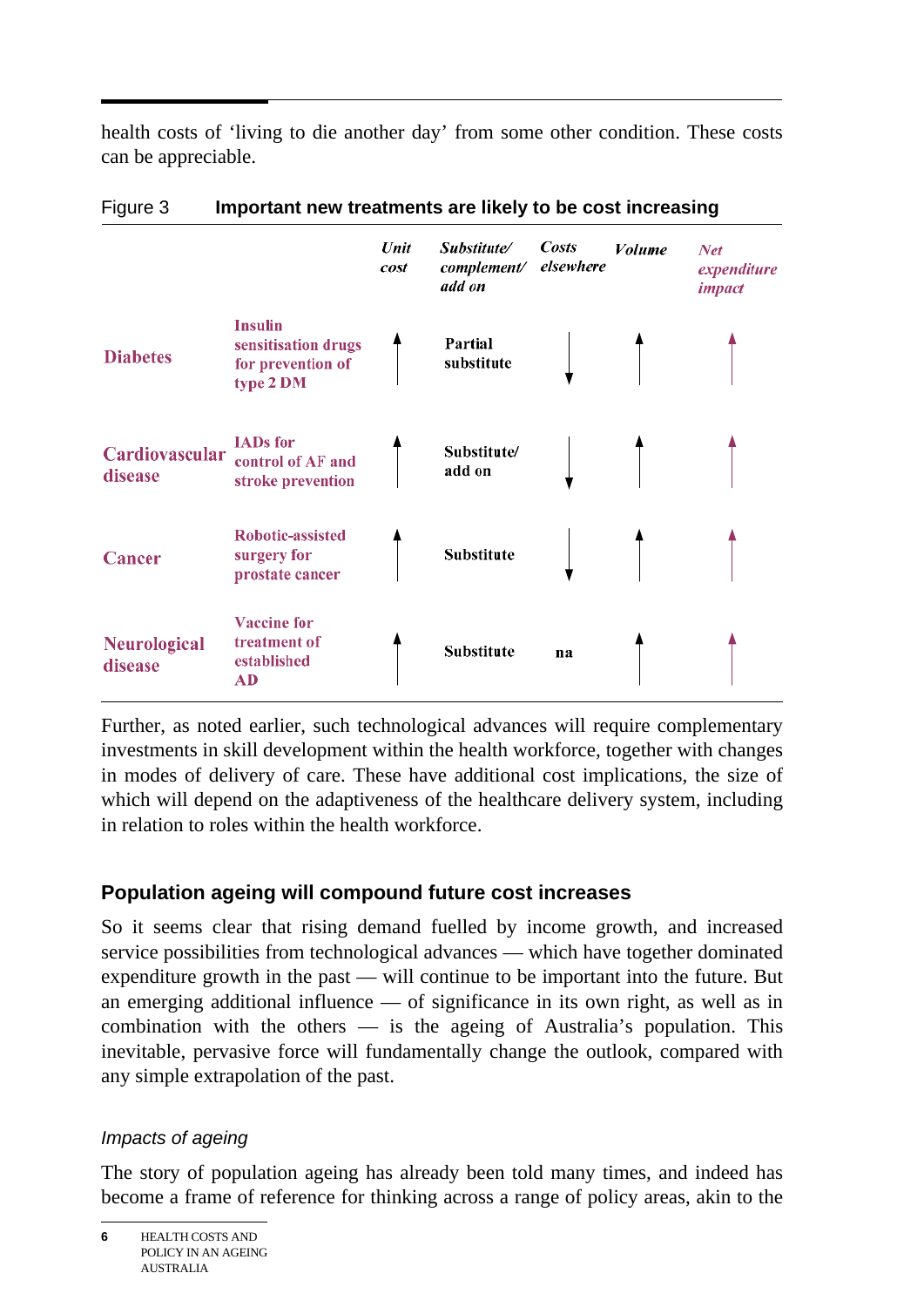health costs of 'living to die another day' from some other condition. These costs can be appreciable.

Figure 3 **Important new treatments are likely to be cost increasing**

| | | *Unit cost* | *Substitute/ complement/ add on* | *Costs elsewhere* | *Volume* | *Net expenditure impact* |
|---|---|---|---|---|---|---|
| **Diabetes** | **Insulin sensitisation drugs for prevention of type 2 DM** | ↑ | **Partial substitute** | ↓ | ↑ | ↑ |
| **Cardiovascular disease** | **IADs for control of AF and stroke prevention** | ↑ | **Substitute/ add on** | ↓ | ↑ | ↑ |
| **Cancer** | **Robotic-assisted surgery for prostate cancer** | ↑ | **Substitute** | ↓ | ↑ | ↑ |
| **Neurological disease** | **Vaccine for treatment of established AD** | ↑ | **Substitute** | **na** | ↑ | ↑ |

Further, as noted earlier, such technological advances will require complementary investments in skill development within the health workforce, together with changes in modes of delivery of care. These have additional cost implications, the size of which will depend on the adaptiveness of the healthcare delivery system, including in relation to roles within the health workforce.

## Population ageing will compound future cost increases

So it seems clear that rising demand fuelled by income growth, and increased service possibilities from technological advances — which have together dominated expenditure growth in the past — will continue to be important into the future. But an emerging additional influence — of significance in its own right, as well as in combination with the others — is the ageing of Australia's population. This inevitable, pervasive force will fundamentally change the outlook, compared with any simple extrapolation of the past.

### *Impacts of ageing*

The story of population ageing has already been told many times, and indeed has become a frame of reference for thinking across a range of policy areas, akin to the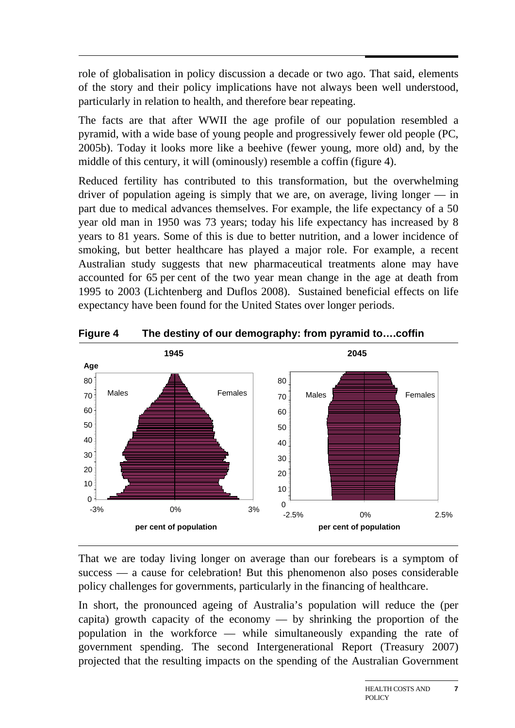role of globalisation in policy discussion a decade or two ago. That said, elements of the story and their policy implications have not always been well understood, particularly in relation to health, and therefore bear repeating.

The facts are that after WWII the age profile of our population resembled a pyramid, with a wide base of young people and progressively fewer old people (PC, 2005b). Today it looks more like a beehive (fewer young, more old) and, by the middle of this century, it will (ominously) resemble a coffin (figure 4).

Reduced fertility has contributed to this transformation, but the overwhelming driver of population ageing is simply that we are, on average, living longer — in part due to medical advances themselves. For example, the life expectancy of a 50 year old man in 1950 was 73 years; today his life expectancy has increased by 8 years to 81 years. Some of this is due to better nutrition, and a lower incidence of smoking, but better healthcare has played a major role. For example, a recent Australian study suggests that new pharmaceutical treatments alone may have accounted for 65 per cent of the two year mean change in the age at death from 1995 to 2003 (Lichtenberg and Duflos 2008). Sustained beneficial effects on life expectancy have been found for the United States over longer periods.

**Figure 4 The destiny of our demography: from pyramid to….coffin**

That we are today living longer on average than our forebears is a symptom of success — a cause for celebration! But this phenomenon also poses considerable policy challenges for governments, particularly in the financing of healthcare.

In short, the pronounced ageing of Australia's population will reduce the (per capita) growth capacity of the economy — by shrinking the proportion of the population in the workforce — while simultaneously expanding the rate of government spending. The second Intergenerational Report (Treasury 2007) projected that the resulting impacts on the spending of the Australian Government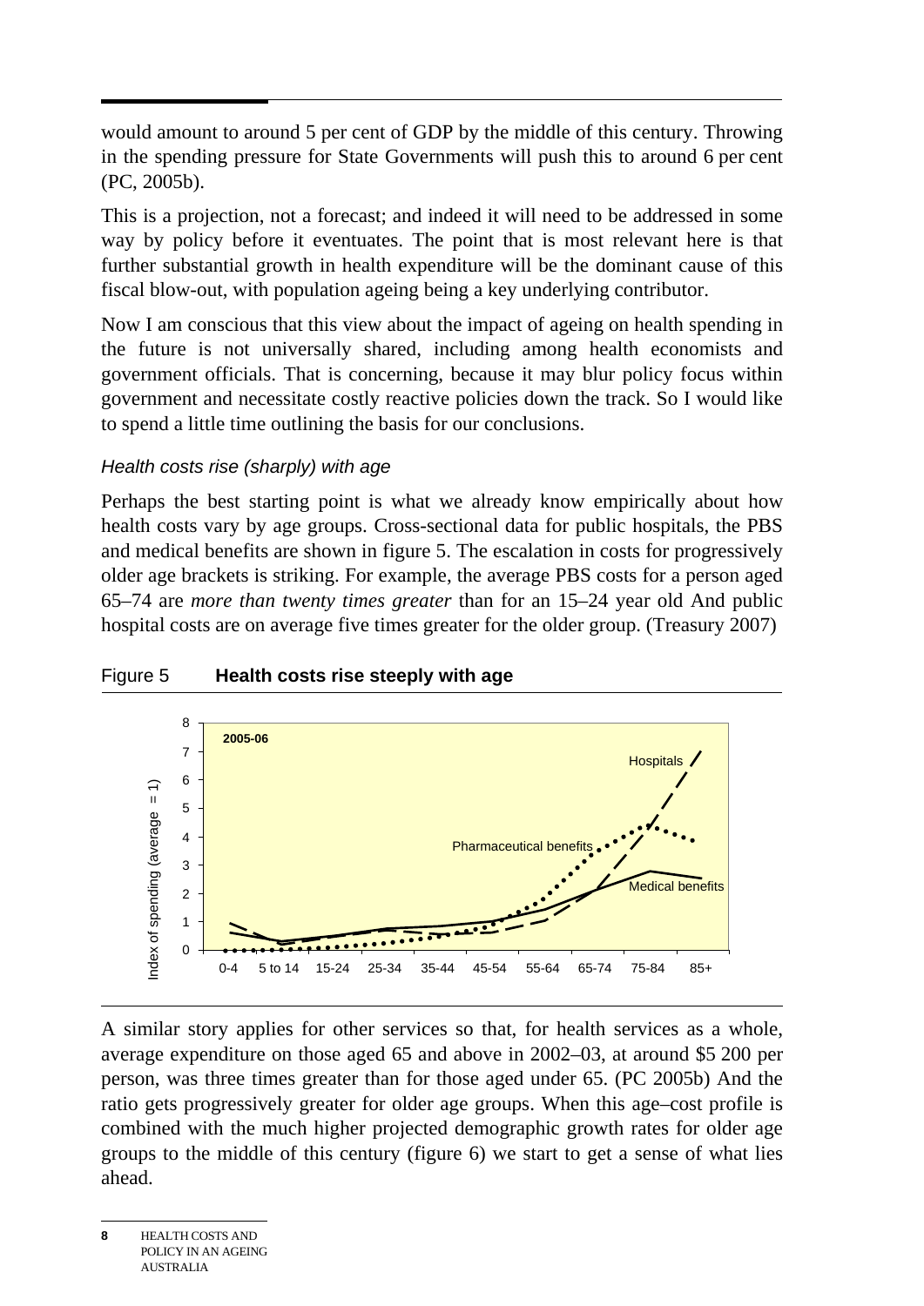would amount to around 5 per cent of GDP by the middle of this century. Throwing in the spending pressure for State Governments will push this to around 6 per cent (PC, 2005b).

This is a projection, not a forecast; and indeed it will need to be addressed in some way by policy before it eventuates. The point that is most relevant here is that further substantial growth in health expenditure will be the dominant cause of this fiscal blow-out, with population ageing being a key underlying contributor.

Now I am conscious that this view about the impact of ageing on health spending in the future is not universally shared, including among health economists and government officials. That is concerning, because it may blur policy focus within government and necessitate costly reactive policies down the track. So I would like to spend a little time outlining the basis for our conclusions.

### *Health costs rise (sharply) with age*

Perhaps the best starting point is what we already know empirically about how health costs vary by age groups. Cross-sectional data for public hospitals, the PBS and medical benefits are shown in figure 5. The escalation in costs for progressively older age brackets is striking. For example, the average PBS costs for a person aged 65–74 are *more than twenty times greater* than for an 15–24 year old And public hospital costs are on average five times greater for the older group. (Treasury 2007)

Figure 5 **Health costs rise steeply with age**

A similar story applies for other services so that, for health services as a whole, average expenditure on those aged 65 and above in 2002–03, at around $5 200 per person, was three times greater than for those aged under 65. (PC 2005b) And the ratio gets progressively greater for older age groups. When this age–cost profile is combined with the much higher projected demographic growth rates for older age groups to the middle of this century (figure 6) we start to get a sense of what lies ahead.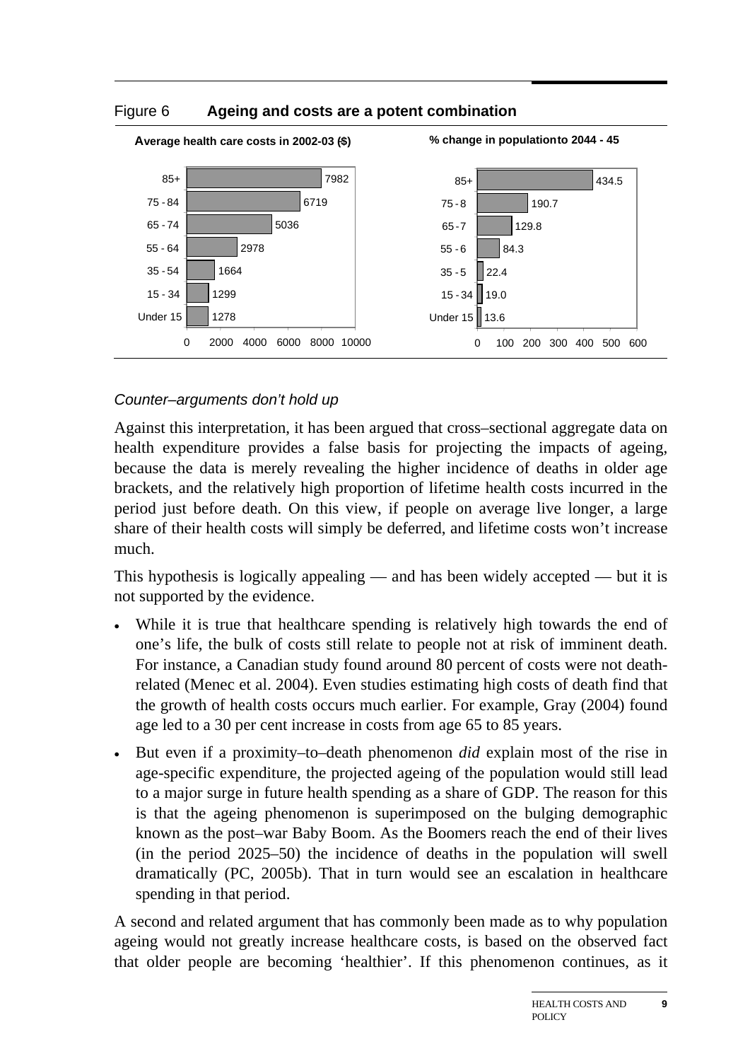Figure 6 **Ageing and costs are a potent combination**

**Average health care costs in 2002-03 ($)**

| Age group | Cost ($) |
|---|---|
| 85+ | 7982 |
| 75 - 84 | 6719 |
| 65 - 74 | 5036 |
| 55 - 64 | 2978 |
| 35 - 54 | 1664 |
| 15 - 34 | 1299 |
| Under 15 | 1278 |

**% change in population to 2044 - 45**

| Age group | % change |
|---|---|
| 85+ | 434.5 |
| 75 - 8 | 190.7 |
| 65 - 7 | 129.8 |
| 55 - 6 | 84.3 |
| 35 - 5 | 22.4 |
| 15 - 34 | 19.0 |
| Under 15 | 13.6 |

### *Counter–arguments don't hold up*

Against this interpretation, it has been argued that cross–sectional aggregate data on health expenditure provides a false basis for projecting the impacts of ageing, because the data is merely revealing the higher incidence of deaths in older age brackets, and the relatively high proportion of lifetime health costs incurred in the period just before death. On this view, if people on average live longer, a large share of their health costs will simply be deferred, and lifetime costs won't increase much.

This hypothesis is logically appealing — and has been widely accepted — but it is not supported by the evidence.

- While it is true that healthcare spending is relatively high towards the end of one's life, the bulk of costs still relate to people not at risk of imminent death. For instance, a Canadian study found around 80 percent of costs were not death-related (Menec et al. 2004). Even studies estimating high costs of death find that the growth of health costs occurs much earlier. For example, Gray (2004) found age led to a 30 per cent increase in costs from age 65 to 85 years.
- But even if a proximity–to–death phenomenon *did* explain most of the rise in age-specific expenditure, the projected ageing of the population would still lead to a major surge in future health spending as a share of GDP. The reason for this is that the ageing phenomenon is superimposed on the bulging demographic known as the post–war Baby Boom. As the Boomers reach the end of their lives (in the period 2025–50) the incidence of deaths in the population will swell dramatically (PC, 2005b). That in turn would see an escalation in healthcare spending in that period.

A second and related argument that has commonly been made as to why population ageing would not greatly increase healthcare costs, is based on the observed fact that older people are becoming 'healthier'. If this phenomenon continues, as it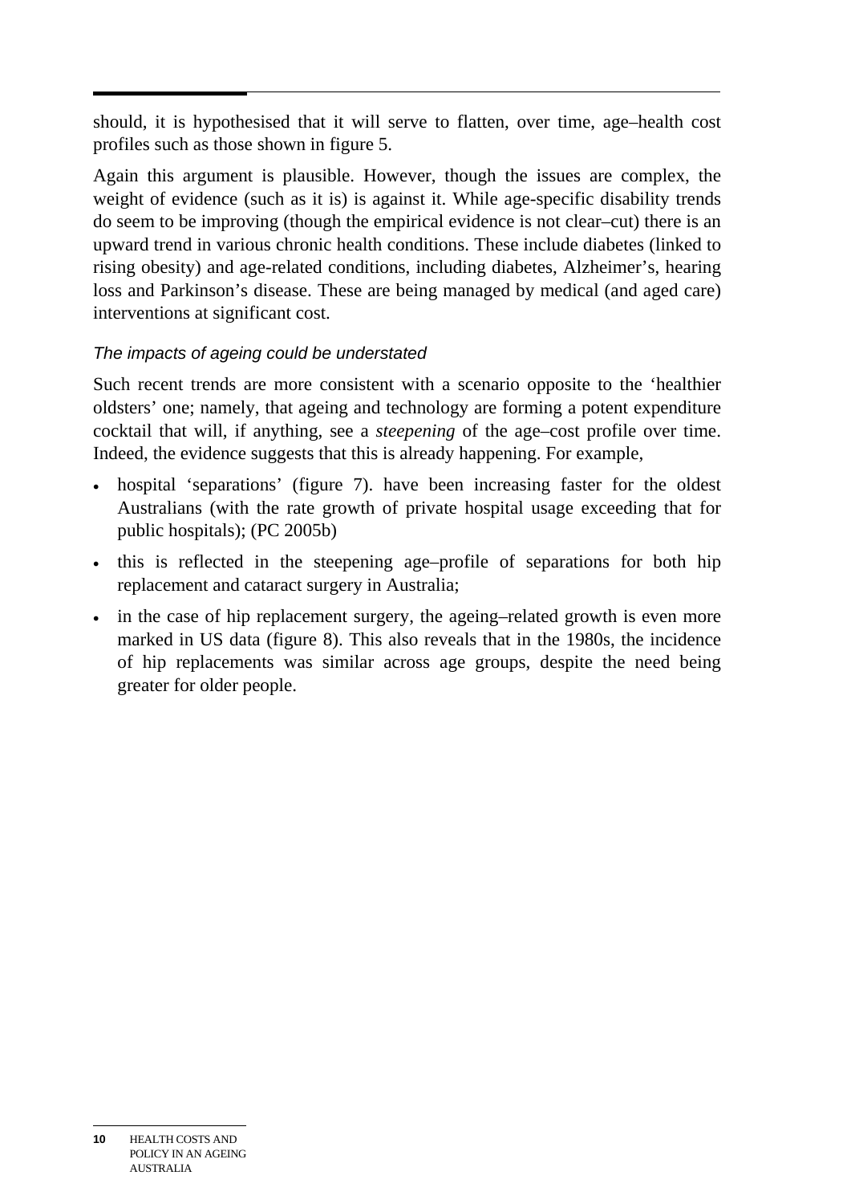should, it is hypothesised that it will serve to flatten, over time, age–health cost profiles such as those shown in figure 5.

Again this argument is plausible. However, though the issues are complex, the weight of evidence (such as it is) is against it. While age-specific disability trends do seem to be improving (though the empirical evidence is not clear–cut) there is an upward trend in various chronic health conditions. These include diabetes (linked to rising obesity) and age-related conditions, including diabetes, Alzheimer's, hearing loss and Parkinson's disease. These are being managed by medical (and aged care) interventions at significant cost.

### *The impacts of ageing could be understated*

Such recent trends are more consistent with a scenario opposite to the 'healthier oldsters' one; namely, that ageing and technology are forming a potent expenditure cocktail that will, if anything, see a *steepening* of the age–cost profile over time. Indeed, the evidence suggests that this is already happening. For example,

- hospital 'separations' (figure 7). have been increasing faster for the oldest Australians (with the rate growth of private hospital usage exceeding that for public hospitals); (PC 2005b)
- this is reflected in the steepening age–profile of separations for both hip replacement and cataract surgery in Australia;
- in the case of hip replacement surgery, the ageing–related growth is even more marked in US data (figure 8). This also reveals that in the 1980s, the incidence of hip replacements was similar across age groups, despite the need being greater for older people.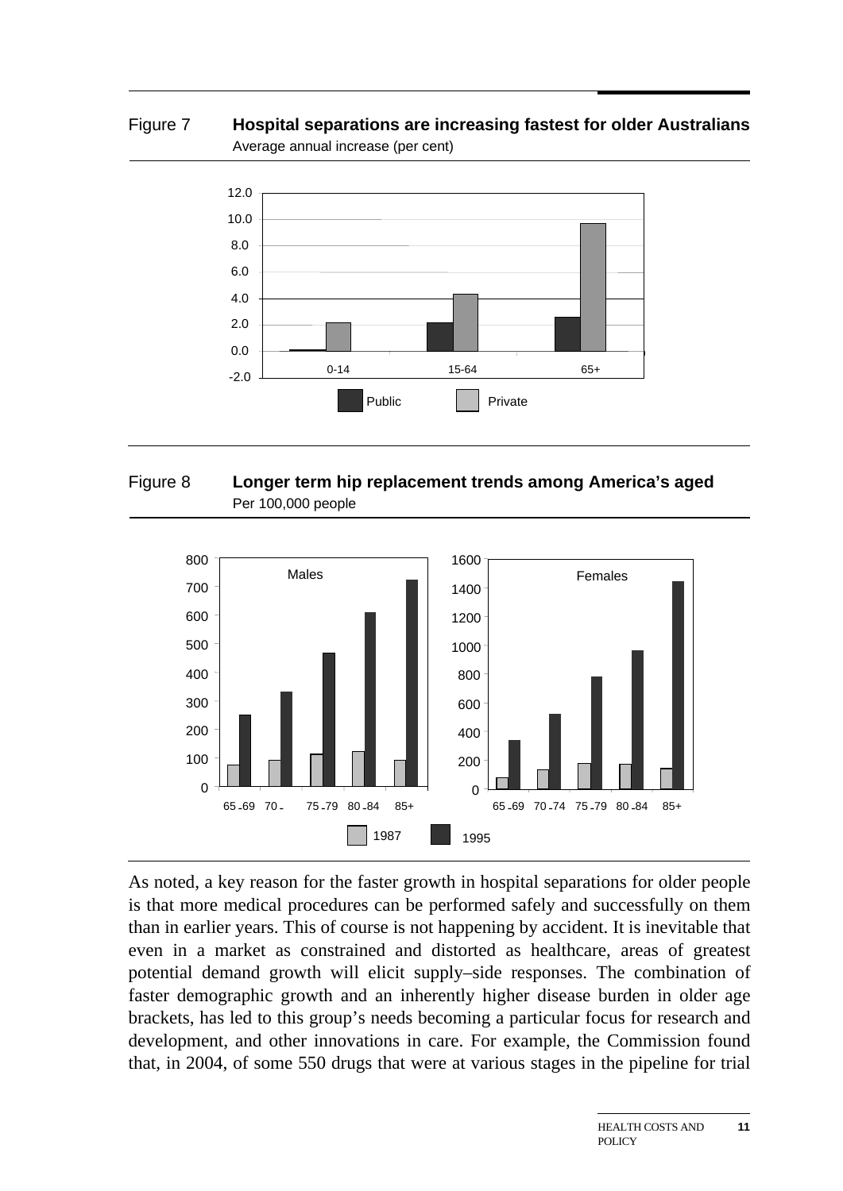Figure 7 **Hospital separations are increasing fastest for older Australians**
Average annual increase (per cent)

Figure 8 **Longer term hip replacement trends among America's aged**
Per 100,000 people

As noted, a key reason for the faster growth in hospital separations for older people is that more medical procedures can be performed safely and successfully on them than in earlier years. This of course is not happening by accident. It is inevitable that even in a market as constrained and distorted as healthcare, areas of greatest potential demand growth will elicit supply–side responses. The combination of faster demographic growth and an inherently higher disease burden in older age brackets, has led to this group's needs becoming a particular focus for research and development, and other innovations in care. For example, the Commission found that, in 2004, of some 550 drugs that were at various stages in the pipeline for trial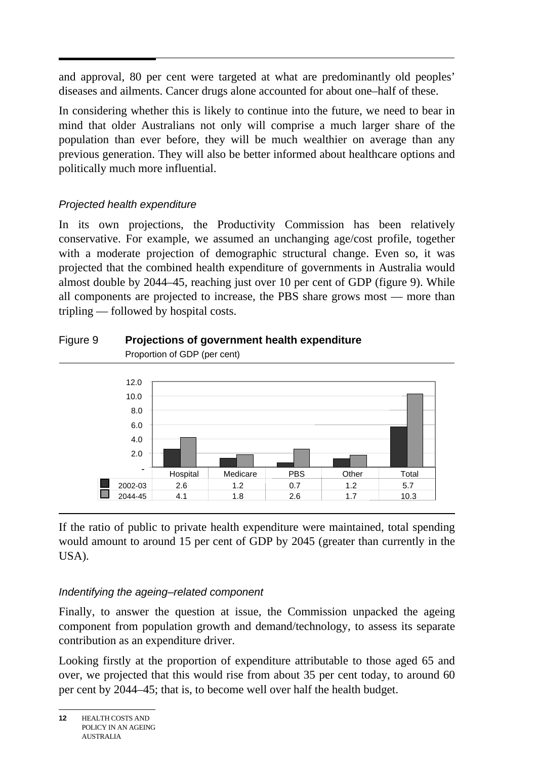and approval, 80 per cent were targeted at what are predominantly old peoples' diseases and ailments. Cancer drugs alone accounted for about one–half of these.

In considering whether this is likely to continue into the future, we need to bear in mind that older Australians not only will comprise a much larger share of the population than ever before, they will be much wealthier on average than any previous generation. They will also be better informed about healthcare options and politically much more influential.

### *Projected health expenditure*

In its own projections, the Productivity Commission has been relatively conservative. For example, we assumed an unchanging age/cost profile, together with a moderate projection of demographic structural change. Even so, it was projected that the combined health expenditure of governments in Australia would almost double by 2044–45, reaching just over 10 per cent of GDP (figure 9). While all components are projected to increase, the PBS share grows most — more than tripling — followed by hospital costs.

Figure 9 **Projections of government health expenditure**
Proportion of GDP (per cent)

| | Hospital | Medicare | PBS | Other | Total |
|---|---|---|---|---|---|
| 2002-03 | 2.6 | 1.2 | 0.7 | 1.2 | 5.7 |
| 2044-45 | 4.1 | 1.8 | 2.6 | 1.7 | 10.3 |

If the ratio of public to private health expenditure were maintained, total spending would amount to around 15 per cent of GDP by 2045 (greater than currently in the USA).

### *Indentifying the ageing–related component*

Finally, to answer the question at issue, the Commission unpacked the ageing component from population growth and demand/technology, to assess its separate contribution as an expenditure driver.

Looking firstly at the proportion of expenditure attributable to those aged 65 and over, we projected that this would rise from about 35 per cent today, to around 60 per cent by 2044–45; that is, to become well over half the health budget.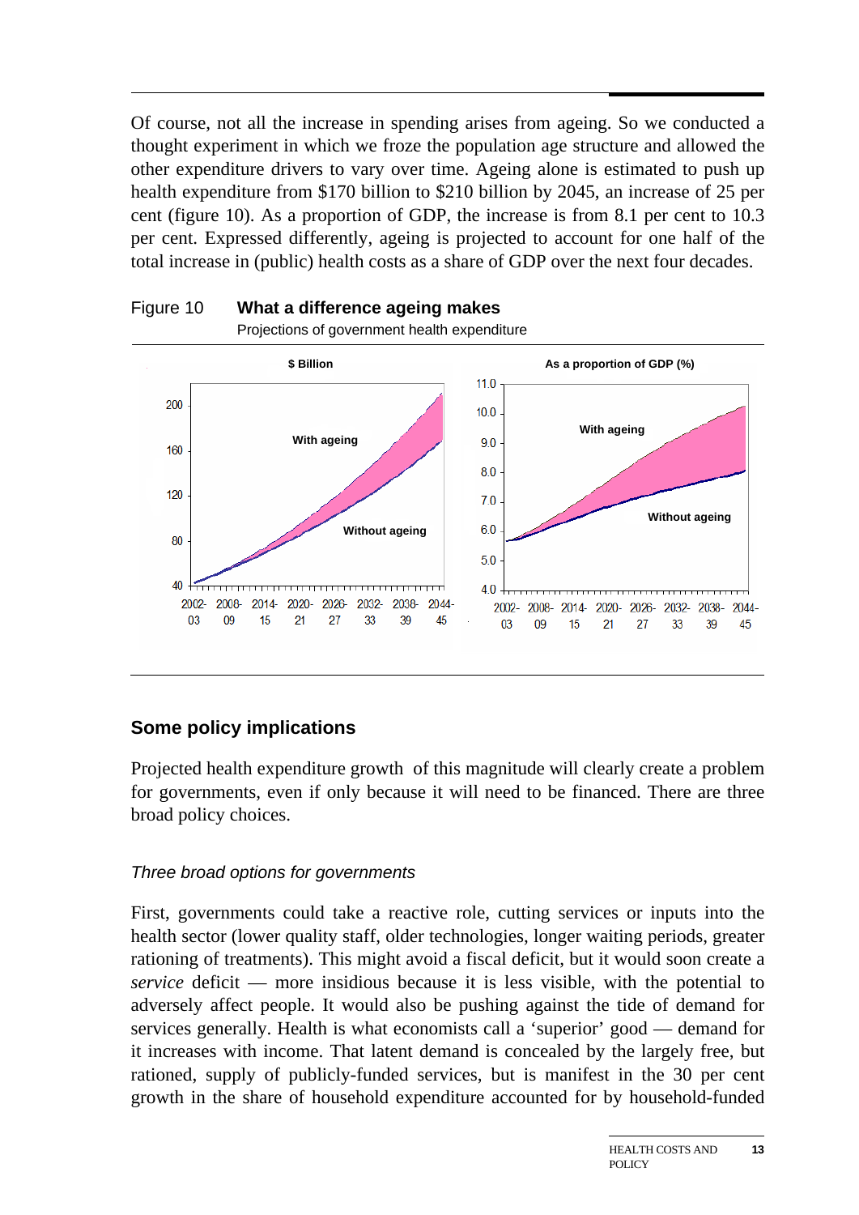Of course, not all the increase in spending arises from ageing. So we conducted a thought experiment in which we froze the population age structure and allowed the other expenditure drivers to vary over time. Ageing alone is estimated to push up health expenditure from $170 billion to $210 billion by 2045, an increase of 25 per cent (figure 10). As a proportion of GDP, the increase is from 8.1 per cent to 10.3 per cent. Expressed differently, ageing is projected to account for one half of the total increase in (public) health costs as a share of GDP over the next four decades.

Figure 10 **What a difference ageing makes**

Projections of government health expenditure

## Some policy implications

Projected health expenditure growth of this magnitude will clearly create a problem for governments, even if only because it will need to be financed. There are three broad policy choices.

### *Three broad options for governments*

First, governments could take a reactive role, cutting services or inputs into the health sector (lower quality staff, older technologies, longer waiting periods, greater rationing of treatments). This might avoid a fiscal deficit, but it would soon create a *service* deficit — more insidious because it is less visible, with the potential to adversely affect people. It would also be pushing against the tide of demand for services generally. Health is what economists call a 'superior' good — demand for it increases with income. That latent demand is concealed by the largely free, but rationed, supply of publicly-funded services, but is manifest in the 30 per cent growth in the share of household expenditure accounted for by household-funded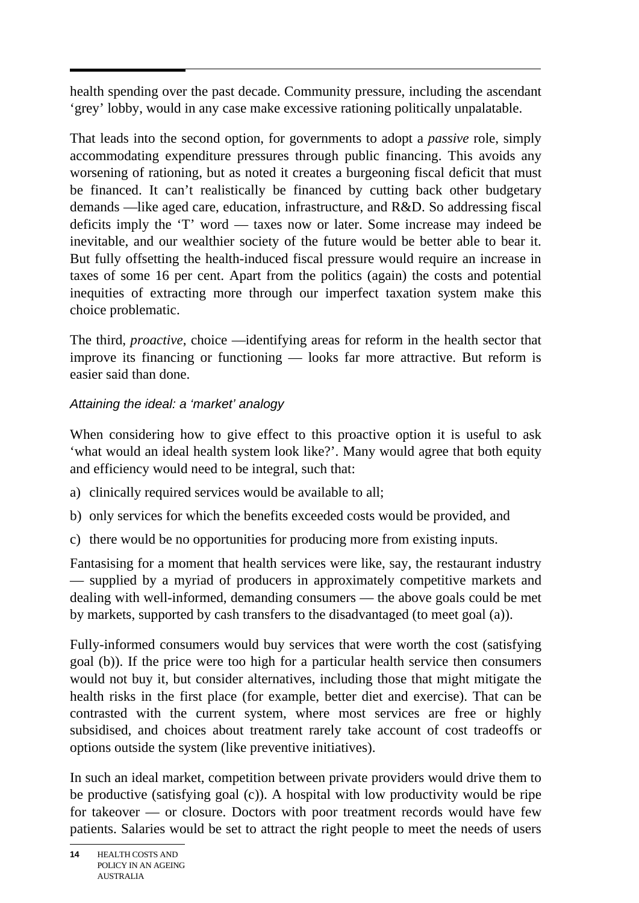health spending over the past decade. Community pressure, including the ascendant 'grey' lobby, would in any case make excessive rationing politically unpalatable.

That leads into the second option, for governments to adopt a *passive* role, simply accommodating expenditure pressures through public financing. This avoids any worsening of rationing, but as noted it creates a burgeoning fiscal deficit that must be financed. It can't realistically be financed by cutting back other budgetary demands —like aged care, education, infrastructure, and R&D. So addressing fiscal deficits imply the 'T' word — taxes now or later. Some increase may indeed be inevitable, and our wealthier society of the future would be better able to bear it. But fully offsetting the health-induced fiscal pressure would require an increase in taxes of some 16 per cent. Apart from the politics (again) the costs and potential inequities of extracting more through our imperfect taxation system make this choice problematic.

The third, *proactive*, choice —identifying areas for reform in the health sector that improve its financing or functioning — looks far more attractive. But reform is easier said than done.

### *Attaining the ideal: a 'market' analogy*

When considering how to give effect to this proactive option it is useful to ask 'what would an ideal health system look like?'. Many would agree that both equity and efficiency would need to be integral, such that:

a) clinically required services would be available to all;

b) only services for which the benefits exceeded costs would be provided, and

c) there would be no opportunities for producing more from existing inputs.

Fantasising for a moment that health services were like, say, the restaurant industry — supplied by a myriad of producers in approximately competitive markets and dealing with well-informed, demanding consumers — the above goals could be met by markets, supported by cash transfers to the disadvantaged (to meet goal (a)).

Fully-informed consumers would buy services that were worth the cost (satisfying goal (b)). If the price were too high for a particular health service then consumers would not buy it, but consider alternatives, including those that might mitigate the health risks in the first place (for example, better diet and exercise). That can be contrasted with the current system, where most services are free or highly subsidised, and choices about treatment rarely take account of cost tradeoffs or options outside the system (like preventive initiatives).

In such an ideal market, competition between private providers would drive them to be productive (satisfying goal (c)). A hospital with low productivity would be ripe for takeover — or closure. Doctors with poor treatment records would have few patients. Salaries would be set to attract the right people to meet the needs of users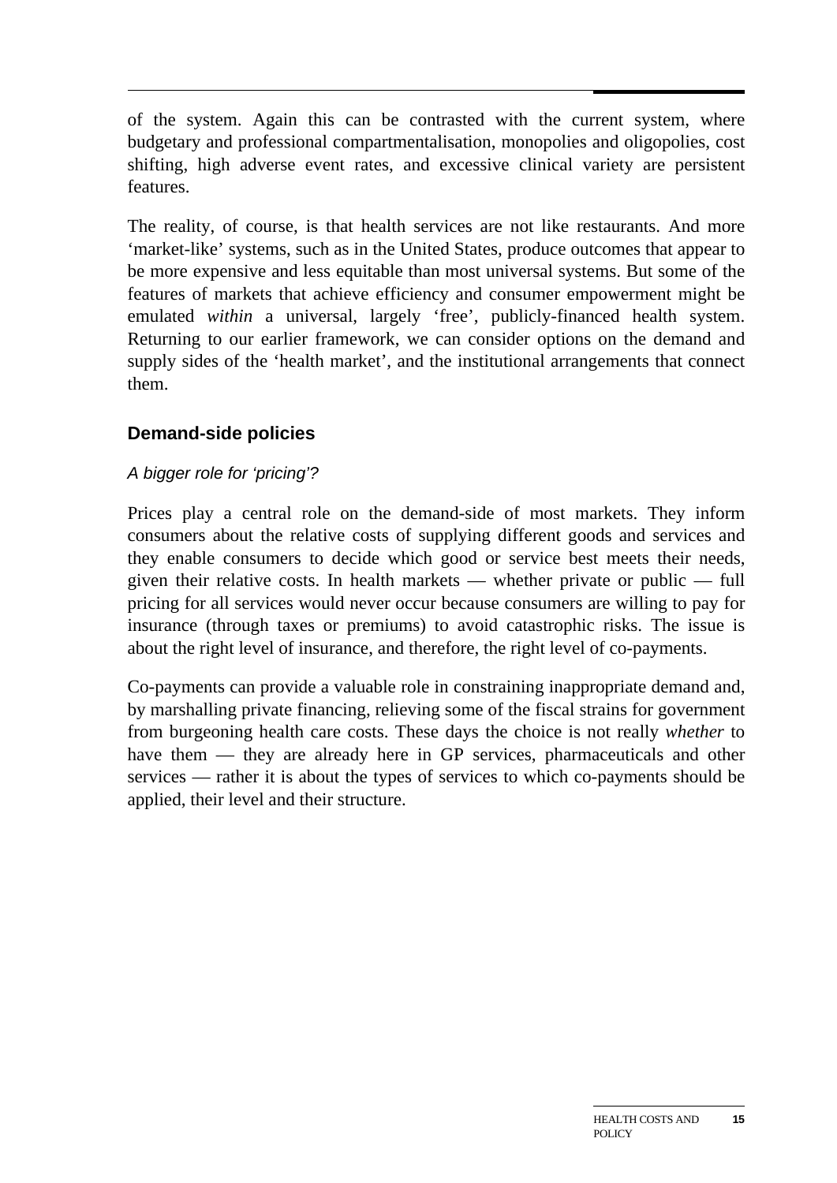of the system. Again this can be contrasted with the current system, where budgetary and professional compartmentalisation, monopolies and oligopolies, cost shifting, high adverse event rates, and excessive clinical variety are persistent features.

The reality, of course, is that health services are not like restaurants. And more 'market-like' systems, such as in the United States, produce outcomes that appear to be more expensive and less equitable than most universal systems. But some of the features of markets that achieve efficiency and consumer empowerment might be emulated *within* a universal, largely 'free', publicly-financed health system. Returning to our earlier framework, we can consider options on the demand and supply sides of the 'health market', and the institutional arrangements that connect them.

## Demand-side policies

*A bigger role for 'pricing'?*

Prices play a central role on the demand-side of most markets. They inform consumers about the relative costs of supplying different goods and services and they enable consumers to decide which good or service best meets their needs, given their relative costs. In health markets — whether private or public — full pricing for all services would never occur because consumers are willing to pay for insurance (through taxes or premiums) to avoid catastrophic risks. The issue is about the right level of insurance, and therefore, the right level of co-payments.

Co-payments can provide a valuable role in constraining inappropriate demand and, by marshalling private financing, relieving some of the fiscal strains for government from burgeoning health care costs. These days the choice is not really *whether* to have them — they are already here in GP services, pharmaceuticals and other services — rather it is about the types of services to which co-payments should be applied, their level and their structure.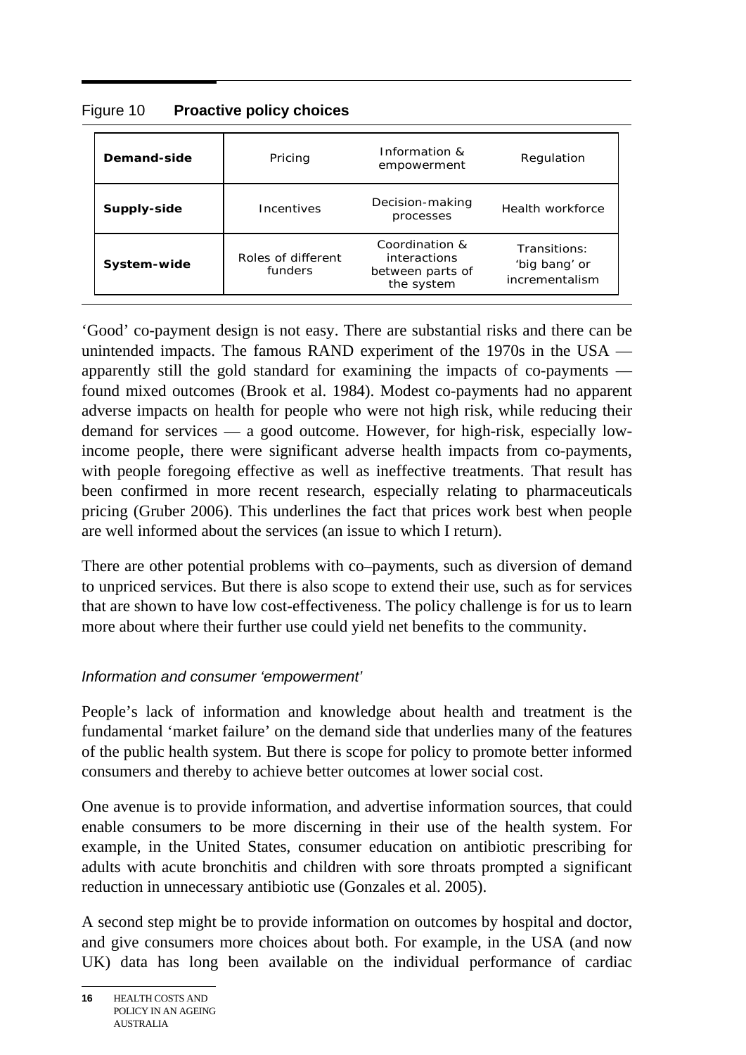Figure 10 **Proactive policy choices**

| | | | |
|---|---|---|---|
| **Demand-side** | Pricing | Information & empowerment | Regulation |
| **Supply-side** | Incentives | Decision-making processes | Health workforce |
| **System-wide** | Roles of different funders | Coordination & interactions between parts of the system | Transitions: 'big bang' or incrementalism |

'Good' co-payment design is not easy. There are substantial risks and there can be unintended impacts. The famous RAND experiment of the 1970s in the USA — apparently still the gold standard for examining the impacts of co-payments — found mixed outcomes (Brook et al. 1984). Modest co-payments had no apparent adverse impacts on health for people who were not high risk, while reducing their demand for services — a good outcome. However, for high-risk, especially low-income people, there were significant adverse health impacts from co-payments, with people foregoing effective as well as ineffective treatments. That result has been confirmed in more recent research, especially relating to pharmaceuticals pricing (Gruber 2006). This underlines the fact that prices work best when people are well informed about the services (an issue to which I return).

There are other potential problems with co–payments, such as diversion of demand to unpriced services. But there is also scope to extend their use, such as for services that are shown to have low cost-effectiveness. The policy challenge is for us to learn more about where their further use could yield net benefits to the community.

### *Information and consumer 'empowerment'*

People's lack of information and knowledge about health and treatment is the fundamental 'market failure' on the demand side that underlies many of the features of the public health system. But there is scope for policy to promote better informed consumers and thereby to achieve better outcomes at lower social cost.

One avenue is to provide information, and advertise information sources, that could enable consumers to be more discerning in their use of the health system. For example, in the United States, consumer education on antibiotic prescribing for adults with acute bronchitis and children with sore throats prompted a significant reduction in unnecessary antibiotic use (Gonzales et al. 2005).

A second step might be to provide information on outcomes by hospital and doctor, and give consumers more choices about both. For example, in the USA (and now UK) data has long been available on the individual performance of cardiac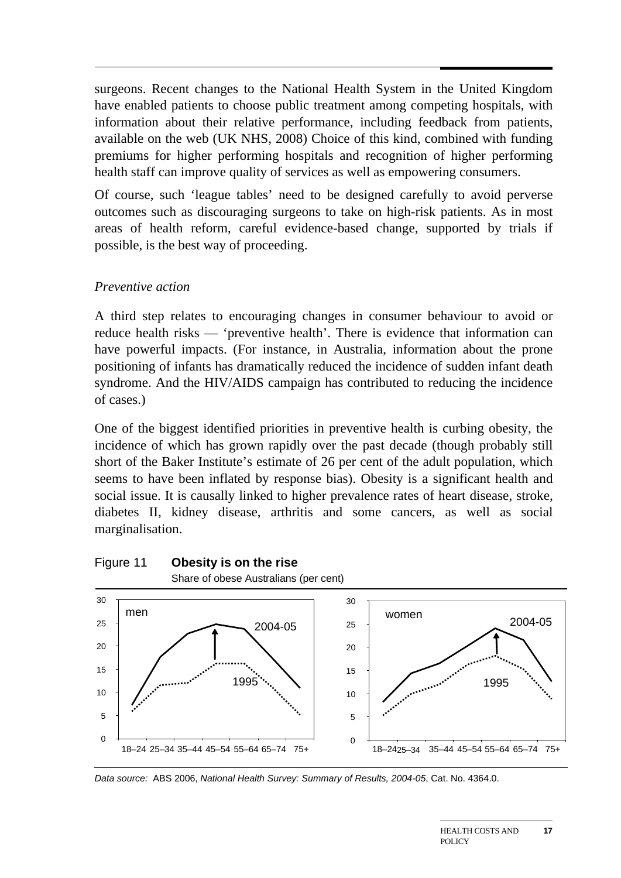surgeons. Recent changes to the National Health System in the United Kingdom have enabled patients to choose public treatment among competing hospitals, with information about their relative performance, including feedback from patients, available on the web (UK NHS, 2008) Choice of this kind, combined with funding premiums for higher performing hospitals and recognition of higher performing health staff can improve quality of services as well as empowering consumers.

Of course, such 'league tables' need to be designed carefully to avoid perverse outcomes such as discouraging surgeons to take on high-risk patients. As in most areas of health reform, careful evidence-based change, supported by trials if possible, is the best way of proceeding.

*Preventive action*

A third step relates to encouraging changes in consumer behaviour to avoid or reduce health risks — 'preventive health'. There is evidence that information can have powerful impacts. (For instance, in Australia, information about the prone positioning of infants has dramatically reduced the incidence of sudden infant death syndrome. And the HIV/AIDS campaign has contributed to reducing the incidence of cases.)

One of the biggest identified priorities in preventive health is curbing obesity, the incidence of which has grown rapidly over the past decade (though probably still short of the Baker Institute's estimate of 26 per cent of the adult population, which seems to have been inflated by response bias). Obesity is a significant health and social issue. It is causally linked to higher prevalence rates of heart disease, stroke, diabetes II, kidney disease, arthritis and some cancers, as well as social marginalisation.

Figure 11 **Obesity is on the rise**

Share of obese Australians (per cent)

*Data source:* ABS 2006, *National Health Survey: Summary of Results, 2004-05*, Cat. No. 4364.0.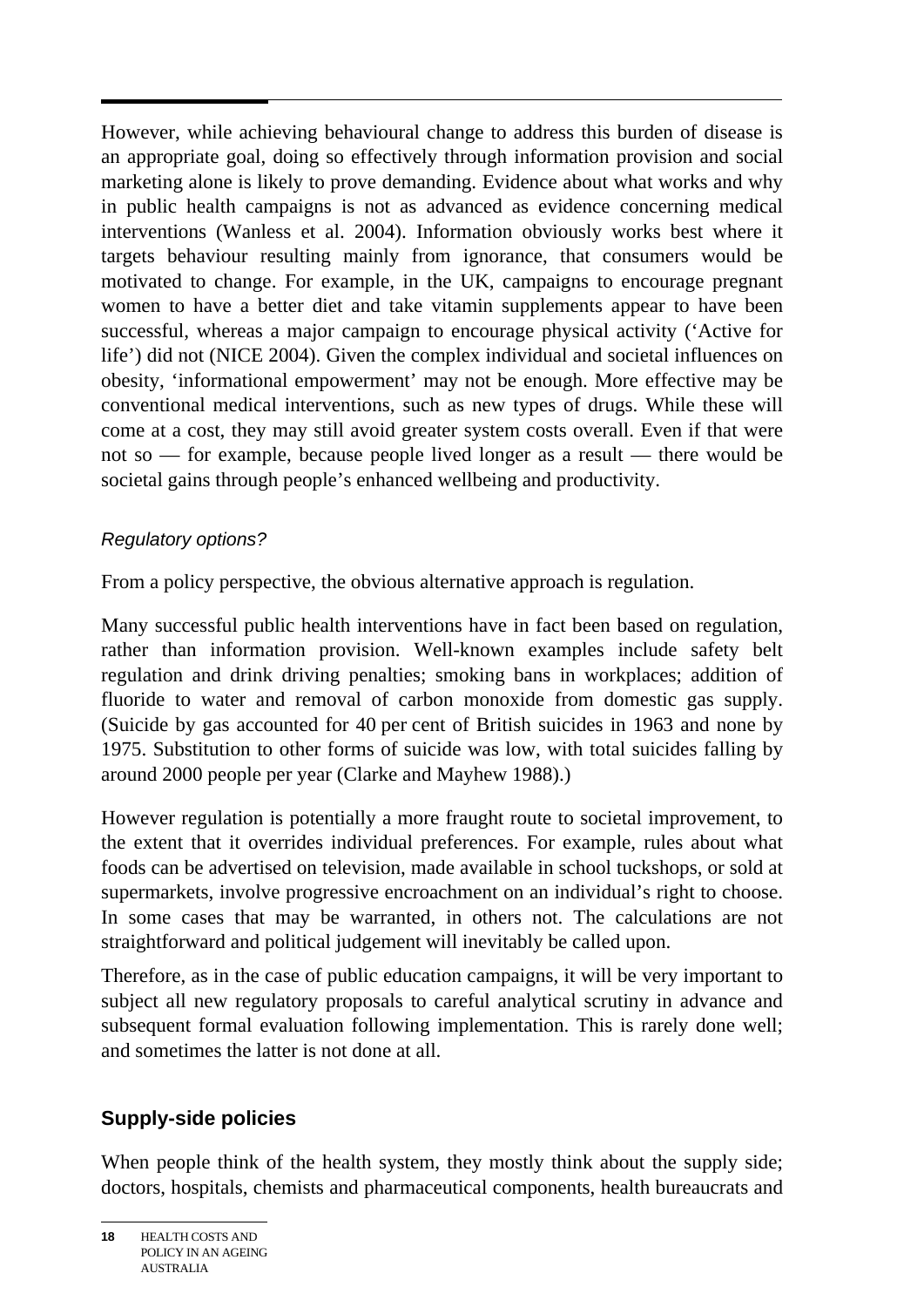However, while achieving behavioural change to address this burden of disease is an appropriate goal, doing so effectively through information provision and social marketing alone is likely to prove demanding. Evidence about what works and why in public health campaigns is not as advanced as evidence concerning medical interventions (Wanless et al. 2004). Information obviously works best where it targets behaviour resulting mainly from ignorance, that consumers would be motivated to change. For example, in the UK, campaigns to encourage pregnant women to have a better diet and take vitamin supplements appear to have been successful, whereas a major campaign to encourage physical activity ('Active for life') did not (NICE 2004). Given the complex individual and societal influences on obesity, 'informational empowerment' may not be enough. More effective may be conventional medical interventions, such as new types of drugs. While these will come at a cost, they may still avoid greater system costs overall. Even if that were not so — for example, because people lived longer as a result — there would be societal gains through people's enhanced wellbeing and productivity.

### *Regulatory options?*

From a policy perspective, the obvious alternative approach is regulation.

Many successful public health interventions have in fact been based on regulation, rather than information provision. Well-known examples include safety belt regulation and drink driving penalties; smoking bans in workplaces; addition of fluoride to water and removal of carbon monoxide from domestic gas supply. (Suicide by gas accounted for 40 per cent of British suicides in 1963 and none by 1975. Substitution to other forms of suicide was low, with total suicides falling by around 2000 people per year (Clarke and Mayhew 1988).)

However regulation is potentially a more fraught route to societal improvement, to the extent that it overrides individual preferences. For example, rules about what foods can be advertised on television, made available in school tuckshops, or sold at supermarkets, involve progressive encroachment on an individual's right to choose. In some cases that may be warranted, in others not. The calculations are not straightforward and political judgement will inevitably be called upon.

Therefore, as in the case of public education campaigns, it will be very important to subject all new regulatory proposals to careful analytical scrutiny in advance and subsequent formal evaluation following implementation. This is rarely done well; and sometimes the latter is not done at all.

## Supply-side policies

When people think of the health system, they mostly think about the supply side; doctors, hospitals, chemists and pharmaceutical components, health bureaucrats and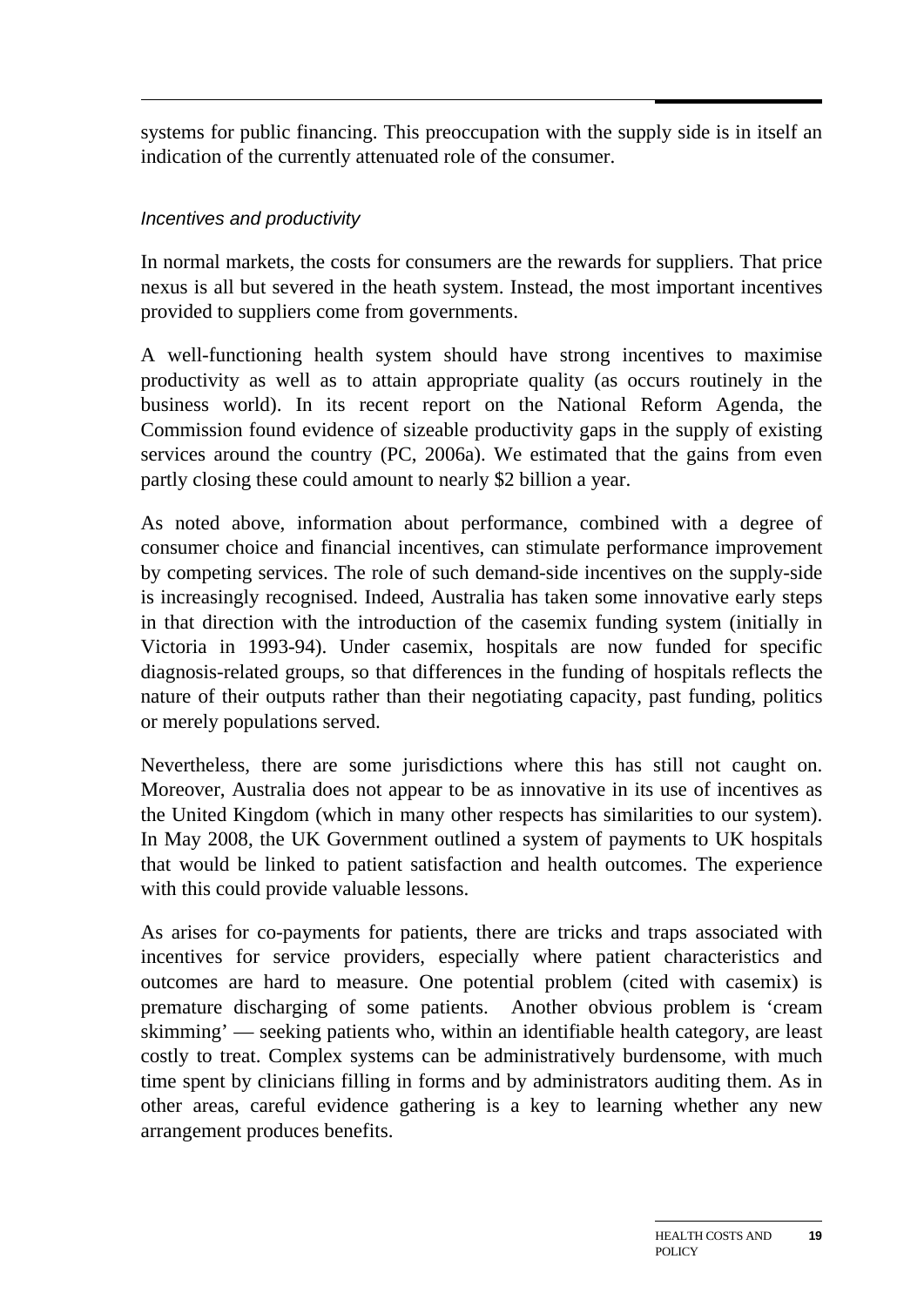systems for public financing. This preoccupation with the supply side is in itself an indication of the currently attenuated role of the consumer.

### *Incentives and productivity*

In normal markets, the costs for consumers are the rewards for suppliers. That price nexus is all but severed in the heath system. Instead, the most important incentives provided to suppliers come from governments.

A well-functioning health system should have strong incentives to maximise productivity as well as to attain appropriate quality (as occurs routinely in the business world). In its recent report on the National Reform Agenda, the Commission found evidence of sizeable productivity gaps in the supply of existing services around the country (PC, 2006a). We estimated that the gains from even partly closing these could amount to nearly $2 billion a year.

As noted above, information about performance, combined with a degree of consumer choice and financial incentives, can stimulate performance improvement by competing services. The role of such demand-side incentives on the supply-side is increasingly recognised. Indeed, Australia has taken some innovative early steps in that direction with the introduction of the casemix funding system (initially in Victoria in 1993-94). Under casemix, hospitals are now funded for specific diagnosis-related groups, so that differences in the funding of hospitals reflects the nature of their outputs rather than their negotiating capacity, past funding, politics or merely populations served.

Nevertheless, there are some jurisdictions where this has still not caught on. Moreover, Australia does not appear to be as innovative in its use of incentives as the United Kingdom (which in many other respects has similarities to our system). In May 2008, the UK Government outlined a system of payments to UK hospitals that would be linked to patient satisfaction and health outcomes. The experience with this could provide valuable lessons.

As arises for co-payments for patients, there are tricks and traps associated with incentives for service providers, especially where patient characteristics and outcomes are hard to measure. One potential problem (cited with casemix) is premature discharging of some patients. Another obvious problem is 'cream skimming' — seeking patients who, within an identifiable health category, are least costly to treat. Complex systems can be administratively burdensome, with much time spent by clinicians filling in forms and by administrators auditing them. As in other areas, careful evidence gathering is a key to learning whether any new arrangement produces benefits.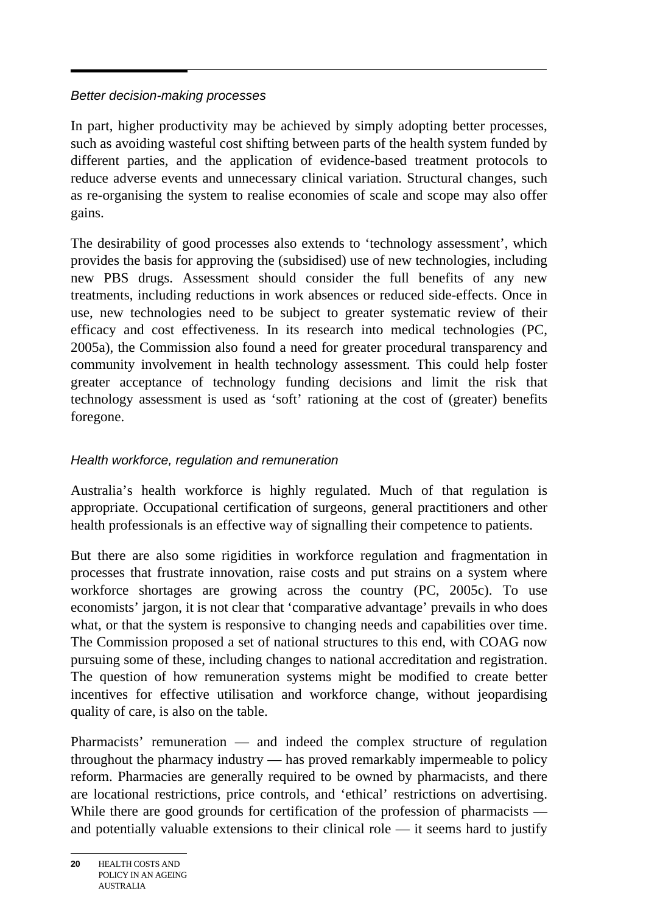*Better decision-making processes*

In part, higher productivity may be achieved by simply adopting better processes, such as avoiding wasteful cost shifting between parts of the health system funded by different parties, and the application of evidence-based treatment protocols to reduce adverse events and unnecessary clinical variation. Structural changes, such as re-organising the system to realise economies of scale and scope may also offer gains.

The desirability of good processes also extends to 'technology assessment', which provides the basis for approving the (subsidised) use of new technologies, including new PBS drugs. Assessment should consider the full benefits of any new treatments, including reductions in work absences or reduced side-effects. Once in use, new technologies need to be subject to greater systematic review of their efficacy and cost effectiveness. In its research into medical technologies (PC, 2005a), the Commission also found a need for greater procedural transparency and community involvement in health technology assessment. This could help foster greater acceptance of technology funding decisions and limit the risk that technology assessment is used as 'soft' rationing at the cost of (greater) benefits foregone.

*Health workforce, regulation and remuneration*

Australia's health workforce is highly regulated. Much of that regulation is appropriate. Occupational certification of surgeons, general practitioners and other health professionals is an effective way of signalling their competence to patients.

But there are also some rigidities in workforce regulation and fragmentation in processes that frustrate innovation, raise costs and put strains on a system where workforce shortages are growing across the country (PC, 2005c). To use economists' jargon, it is not clear that 'comparative advantage' prevails in who does what, or that the system is responsive to changing needs and capabilities over time. The Commission proposed a set of national structures to this end, with COAG now pursuing some of these, including changes to national accreditation and registration. The question of how remuneration systems might be modified to create better incentives for effective utilisation and workforce change, without jeopardising quality of care, is also on the table.

Pharmacists' remuneration — and indeed the complex structure of regulation throughout the pharmacy industry — has proved remarkably impermeable to policy reform. Pharmacies are generally required to be owned by pharmacists, and there are locational restrictions, price controls, and 'ethical' restrictions on advertising. While there are good grounds for certification of the profession of pharmacists — and potentially valuable extensions to their clinical role — it seems hard to justify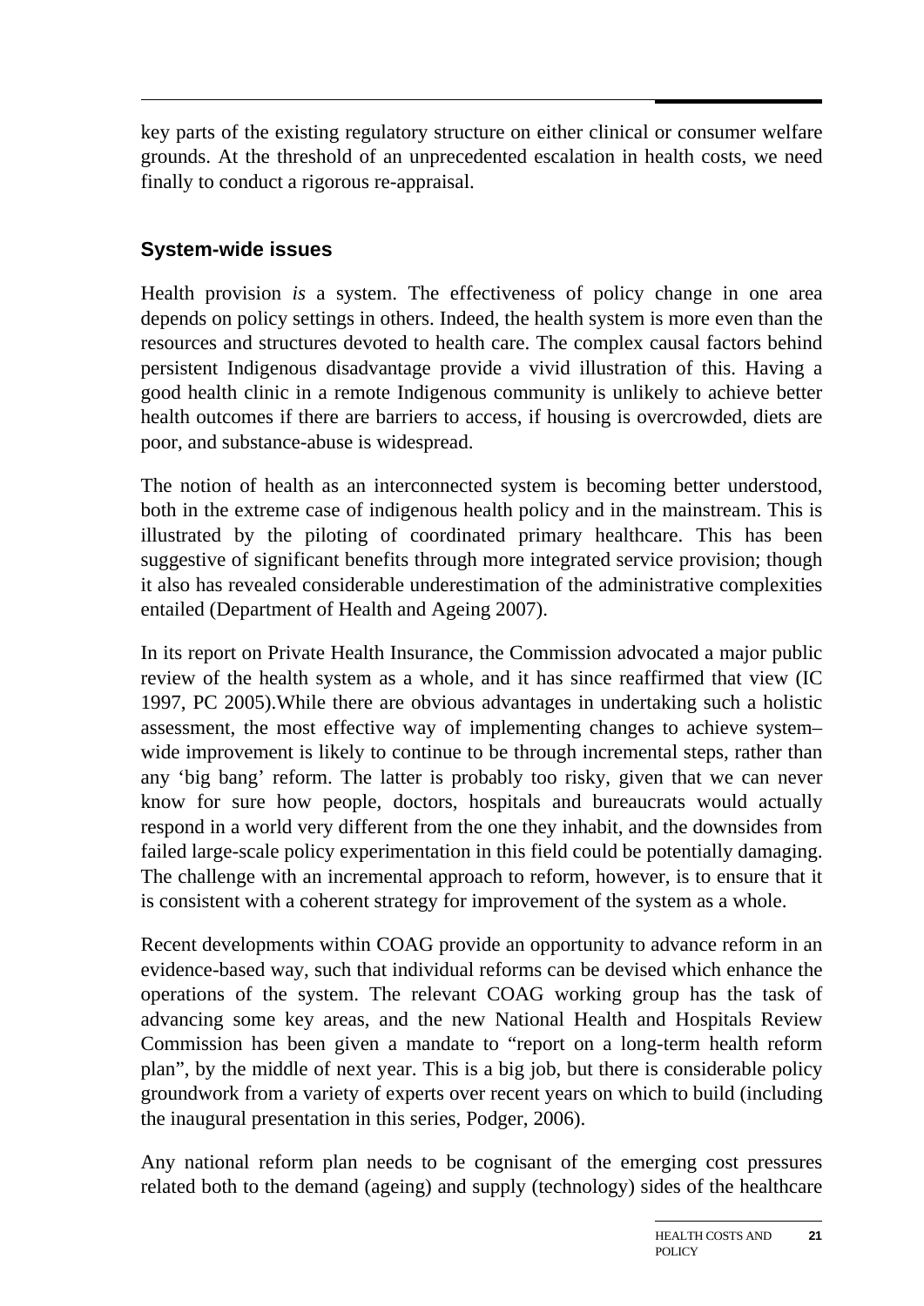key parts of the existing regulatory structure on either clinical or consumer welfare grounds. At the threshold of an unprecedented escalation in health costs, we need finally to conduct a rigorous re-appraisal.

### System-wide issues

Health provision *is* a system. The effectiveness of policy change in one area depends on policy settings in others. Indeed, the health system is more even than the resources and structures devoted to health care. The complex causal factors behind persistent Indigenous disadvantage provide a vivid illustration of this. Having a good health clinic in a remote Indigenous community is unlikely to achieve better health outcomes if there are barriers to access, if housing is overcrowded, diets are poor, and substance-abuse is widespread.

The notion of health as an interconnected system is becoming better understood, both in the extreme case of indigenous health policy and in the mainstream. This is illustrated by the piloting of coordinated primary healthcare. This has been suggestive of significant benefits through more integrated service provision; though it also has revealed considerable underestimation of the administrative complexities entailed (Department of Health and Ageing 2007).

In its report on Private Health Insurance, the Commission advocated a major public review of the health system as a whole, and it has since reaffirmed that view (IC 1997, PC 2005).While there are obvious advantages in undertaking such a holistic assessment, the most effective way of implementing changes to achieve system–wide improvement is likely to continue to be through incremental steps, rather than any 'big bang' reform. The latter is probably too risky, given that we can never know for sure how people, doctors, hospitals and bureaucrats would actually respond in a world very different from the one they inhabit, and the downsides from failed large-scale policy experimentation in this field could be potentially damaging. The challenge with an incremental approach to reform, however, is to ensure that it is consistent with a coherent strategy for improvement of the system as a whole.

Recent developments within COAG provide an opportunity to advance reform in an evidence-based way, such that individual reforms can be devised which enhance the operations of the system. The relevant COAG working group has the task of advancing some key areas, and the new National Health and Hospitals Review Commission has been given a mandate to "report on a long-term health reform plan", by the middle of next year. This is a big job, but there is considerable policy groundwork from a variety of experts over recent years on which to build (including the inaugural presentation in this series, Podger, 2006).

Any national reform plan needs to be cognisant of the emerging cost pressures related both to the demand (ageing) and supply (technology) sides of the healthcare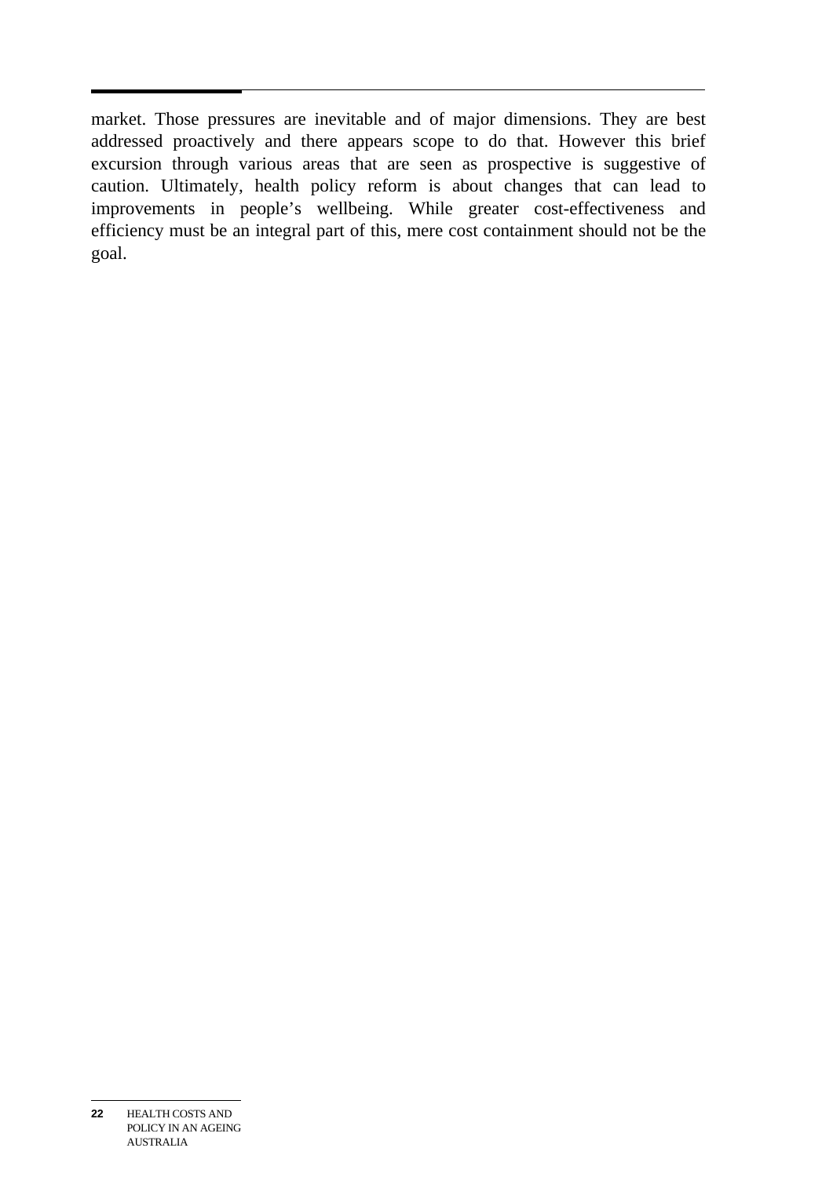market. Those pressures are inevitable and of major dimensions. They are best addressed proactively and there appears scope to do that. However this brief excursion through various areas that are seen as prospective is suggestive of caution. Ultimately, health policy reform is about changes that can lead to improvements in people's wellbeing. While greater cost-effectiveness and efficiency must be an integral part of this, mere cost containment should not be the goal.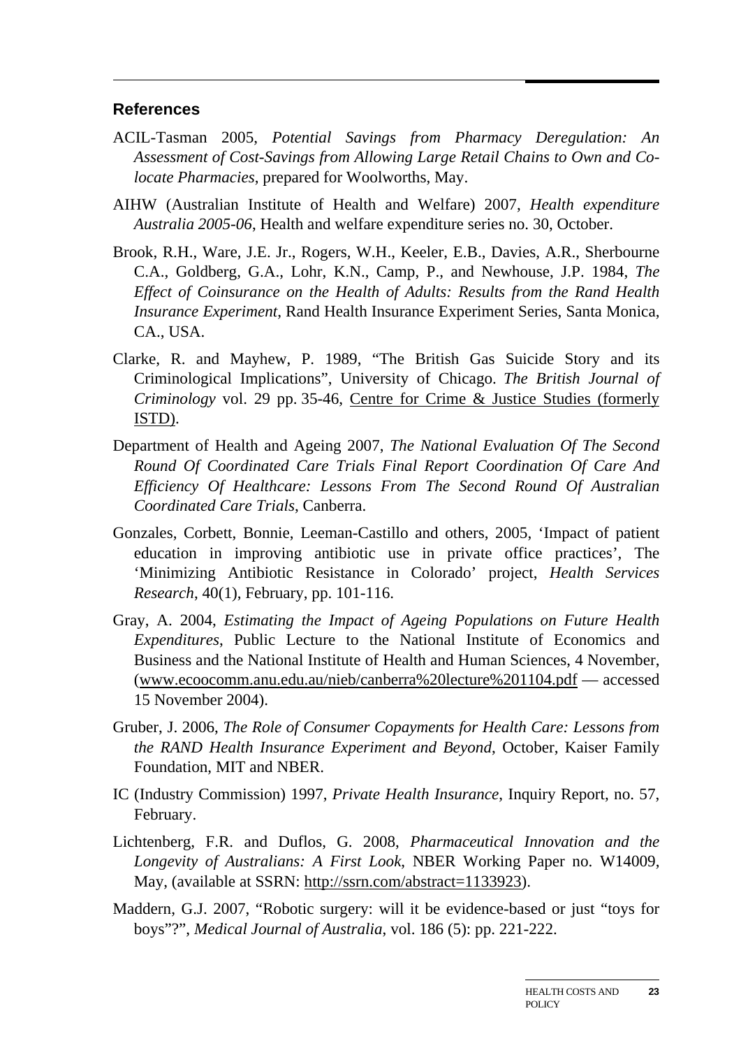## References

ACIL-Tasman 2005, *Potential Savings from Pharmacy Deregulation: An Assessment of Cost-Savings from Allowing Large Retail Chains to Own and Co-locate Pharmacies*, prepared for Woolworths, May.

AIHW (Australian Institute of Health and Welfare) 2007, *Health expenditure Australia 2005-06*, Health and welfare expenditure series no. 30, October.

Brook, R.H., Ware, J.E. Jr., Rogers, W.H., Keeler, E.B., Davies, A.R., Sherbourne C.A., Goldberg, G.A., Lohr, K.N., Camp, P., and Newhouse, J.P. 1984, *The Effect of Coinsurance on the Health of Adults: Results from the Rand Health Insurance Experiment*, Rand Health Insurance Experiment Series, Santa Monica, CA., USA.

Clarke, R. and Mayhew, P. 1989, "The British Gas Suicide Story and its Criminological Implications", University of Chicago. *The British Journal of Criminology* vol. 29 pp. 35-46, Centre for Crime & Justice Studies (formerly ISTD).

Department of Health and Ageing 2007, *The National Evaluation Of The Second Round Of Coordinated Care Trials Final Report Coordination Of Care And Efficiency Of Healthcare: Lessons From The Second Round Of Australian Coordinated Care Trials*, Canberra.

Gonzales, Corbett, Bonnie, Leeman-Castillo and others, 2005, 'Impact of patient education in improving antibiotic use in private office practices', The 'Minimizing Antibiotic Resistance in Colorado' project, *Health Services Research*, 40(1), February, pp. 101-116.

Gray, A. 2004, *Estimating the Impact of Ageing Populations on Future Health Expenditures*, Public Lecture to the National Institute of Economics and Business and the National Institute of Health and Human Sciences, 4 November, (www.ecoocomm.anu.edu.au/nieb/canberra%20lecture%201104.pdf — accessed 15 November 2004).

Gruber, J. 2006, *The Role of Consumer Copayments for Health Care: Lessons from the RAND Health Insurance Experiment and Beyond*, October, Kaiser Family Foundation, MIT and NBER.

IC (Industry Commission) 1997, *Private Health Insurance*, Inquiry Report, no. 57, February.

Lichtenberg, F.R. and Duflos, G. 2008, *Pharmaceutical Innovation and the Longevity of Australians: A First Look*, NBER Working Paper no. W14009, May, (available at SSRN: http://ssrn.com/abstract=1133923).

Maddern, G.J. 2007, "Robotic surgery: will it be evidence-based or just "toys for boys"?", *Medical Journal of Australia*, vol. 186 (5): pp. 221-222.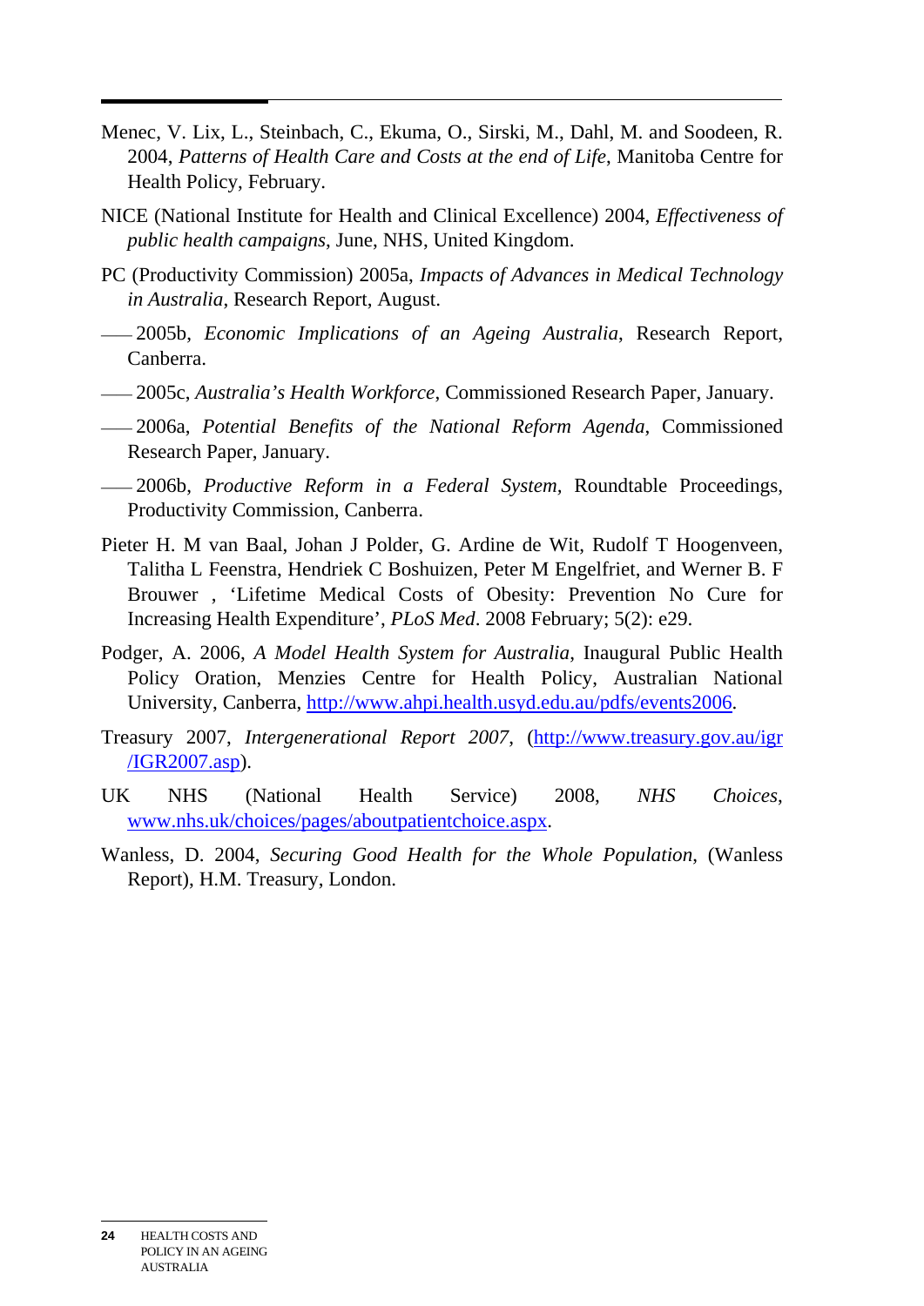Menec, V. Lix, L., Steinbach, C., Ekuma, O., Sirski, M., Dahl, M. and Soodeen, R. 2004, *Patterns of Health Care and Costs at the end of Life*, Manitoba Centre for Health Policy, February.

NICE (National Institute for Health and Clinical Excellence) 2004, *Effectiveness of public health campaigns*, June, NHS, United Kingdom.

PC (Productivity Commission) 2005a, *Impacts of Advances in Medical Technology in Australia*, Research Report, August.

—— 2005b, *Economic Implications of an Ageing Australia*, Research Report, Canberra.

—— 2005c, *Australia's Health Workforce*, Commissioned Research Paper, January.

—— 2006a, *Potential Benefits of the National Reform Agenda*, Commissioned Research Paper, January.

—— 2006b, *Productive Reform in a Federal System*, Roundtable Proceedings, Productivity Commission, Canberra.

Pieter H. M van Baal, Johan J Polder, G. Ardine de Wit, Rudolf T Hoogenveen, Talitha L Feenstra, Hendriek C Boshuizen, Peter M Engelfriet, and Werner B. F Brouwer , 'Lifetime Medical Costs of Obesity: Prevention No Cure for Increasing Health Expenditure', *PLoS Med*. 2008 February; 5(2): e29.

Podger, A. 2006, *A Model Health System for Australia*, Inaugural Public Health Policy Oration, Menzies Centre for Health Policy, Australian National University, Canberra, http://www.ahpi.health.usyd.edu.au/pdfs/events2006.

Treasury 2007, *Intergenerational Report 2007*, (http://www.treasury.gov.au/igr/IGR2007.asp).

UK NHS (National Health Service) 2008, *NHS Choices*, www.nhs.uk/choices/pages/aboutpatientchoice.aspx.

Wanless, D. 2004, *Securing Good Health for the Whole Population*, (Wanless Report), H.M. Treasury, London.